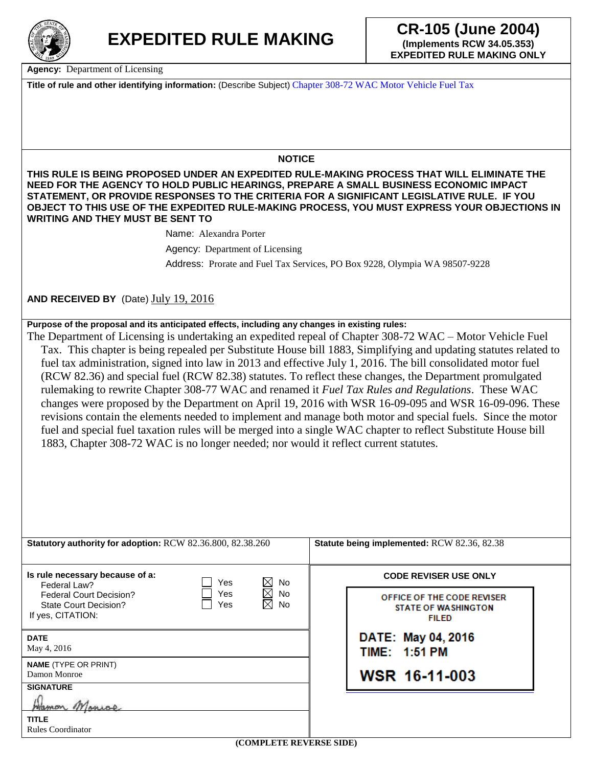# EXPEDITED RULE MAKING

**CR-105 (June 2004)**
**(Implements RCW 34.05.353)**
**EXPEDITED RULE MAKING ONLY**

**Agency:** Department of Licensing

**Title of rule and other identifying information:** (Describe Subject) Chapter 308-72 WAC Motor Vehicle Fuel Tax

**NOTICE**

**THIS RULE IS BEING PROPOSED UNDER AN EXPEDITED RULE-MAKING PROCESS THAT WILL ELIMINATE THE NEED FOR THE AGENCY TO HOLD PUBLIC HEARINGS, PREPARE A SMALL BUSINESS ECONOMIC IMPACT STATEMENT, OR PROVIDE RESPONSES TO THE CRITERIA FOR A SIGNIFICANT LEGISLATIVE RULE. IF YOU OBJECT TO THIS USE OF THE EXPEDITED RULE-MAKING PROCESS, YOU MUST EXPRESS YOUR OBJECTIONS IN WRITING AND THEY MUST BE SENT TO**

Name: Alexandra Porter

Agency: Department of Licensing

Address: Prorate and Fuel Tax Services, PO Box 9228, Olympia WA 98507-9228

**AND RECEIVED BY** (Date) July 19, 2016

**Purpose of the proposal and its anticipated effects, including any changes in existing rules:**

The Department of Licensing is undertaking an expedited repeal of Chapter 308-72 WAC – Motor Vehicle Fuel Tax. This chapter is being repealed per Substitute House bill 1883, Simplifying and updating statutes related to fuel tax administration, signed into law in 2013 and effective July 1, 2016. The bill consolidated motor fuel (RCW 82.36) and special fuel (RCW 82.38) statutes. To reflect these changes, the Department promulgated rulemaking to rewrite Chapter 308-77 WAC and renamed it *Fuel Tax Rules and Regulations*. These WAC changes were proposed by the Department on April 19, 2016 with WSR 16-09-095 and WSR 16-09-096. These revisions contain the elements needed to implement and manage both motor and special fuels. Since the motor fuel and special fuel taxation rules will be merged into a single WAC chapter to reflect Substitute House bill 1883, Chapter 308-72 WAC is no longer needed; nor would it reflect current statutes.

**Statutory authority for adoption:** RCW 82.36.800, 82.38.260

**Statute being implemented:** RCW 82.36, 82.38

**Is rule necessary because of a:**

| | Yes | No |
|---|---|---|
| Federal Law? | ☐ | ☒ |
| Federal Court Decision? | ☐ | ☒ |
| State Court Decision? | ☐ | ☒ |

If yes, CITATION:

**DATE**
May 4, 2016

**NAME** (TYPE OR PRINT)
Damon Monroe

**SIGNATURE**
Damon Monroe

**TITLE**
Rules Coordinator

**CODE REVISER USE ONLY**

OFFICE OF THE CODE REVISER
STATE OF WASHINGTON
FILED

DATE: May 04, 2016
TIME: 1:51 PM

WSR 16-11-003

**(COMPLETE REVERSE SIDE)**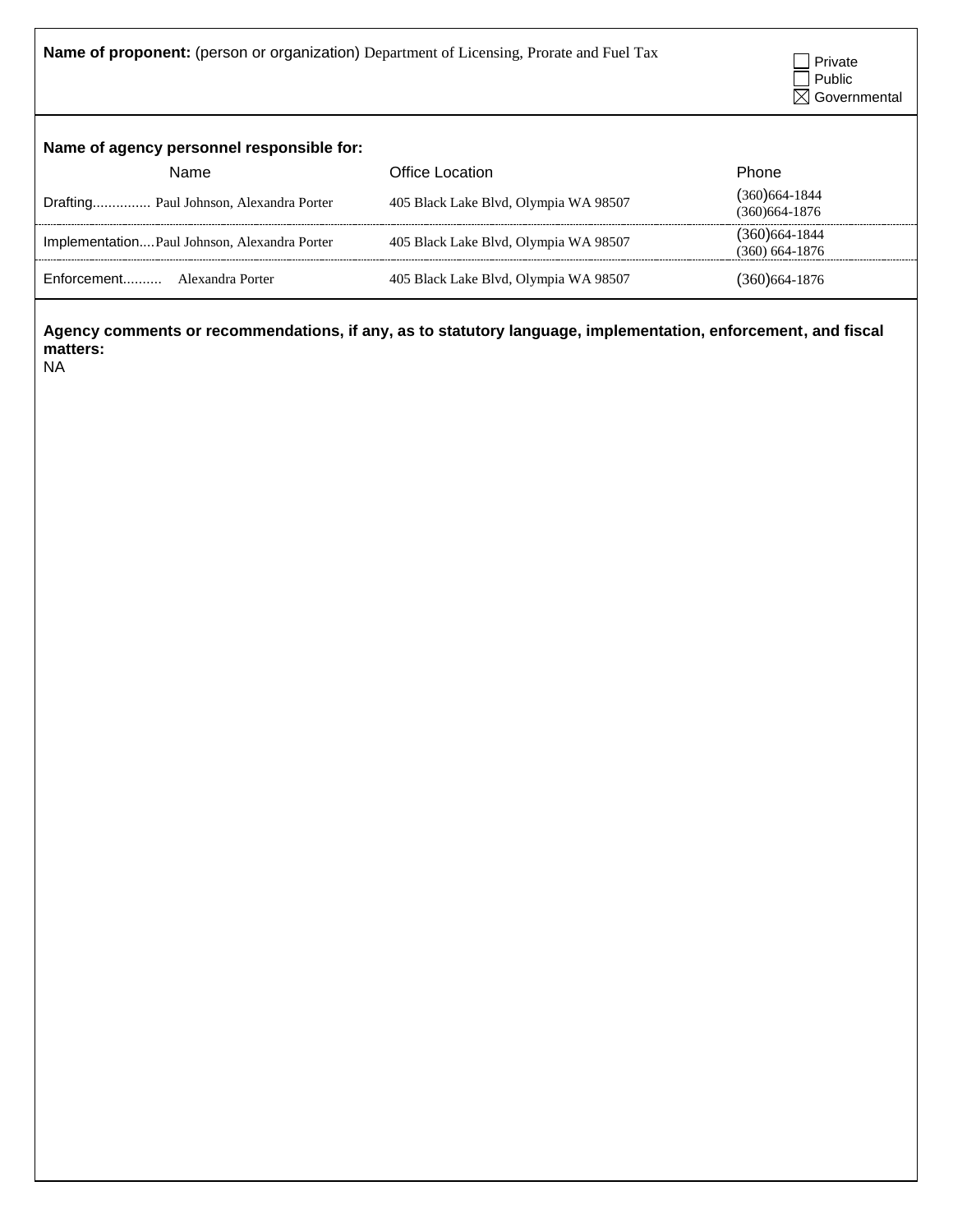**Name of proponent:** (person or organization) Department of Licensing, Prorate and Fuel Tax

- [ ] Private
- [ ] Public
- [x] Governmental

**Name of agency personnel responsible for:**

| | Name | Office Location | Phone |
|---|---|---|---|
| Drafting............... | Paul Johnson, Alexandra Porter | 405 Black Lake Blvd, Olympia WA 98507 | (360)664-1844<br>(360)664-1876 |
| Implementation.... | Paul Johnson, Alexandra Porter | 405 Black Lake Blvd, Olympia WA 98507 | (360)664-1844<br>(360) 664-1876 |
| Enforcement.......... | Alexandra Porter | 405 Black Lake Blvd, Olympia WA 98507 | (360)664-1876 |

**Agency comments or recommendations, if any, as to statutory language, implementation, enforcement, and fiscal matters:**

NA